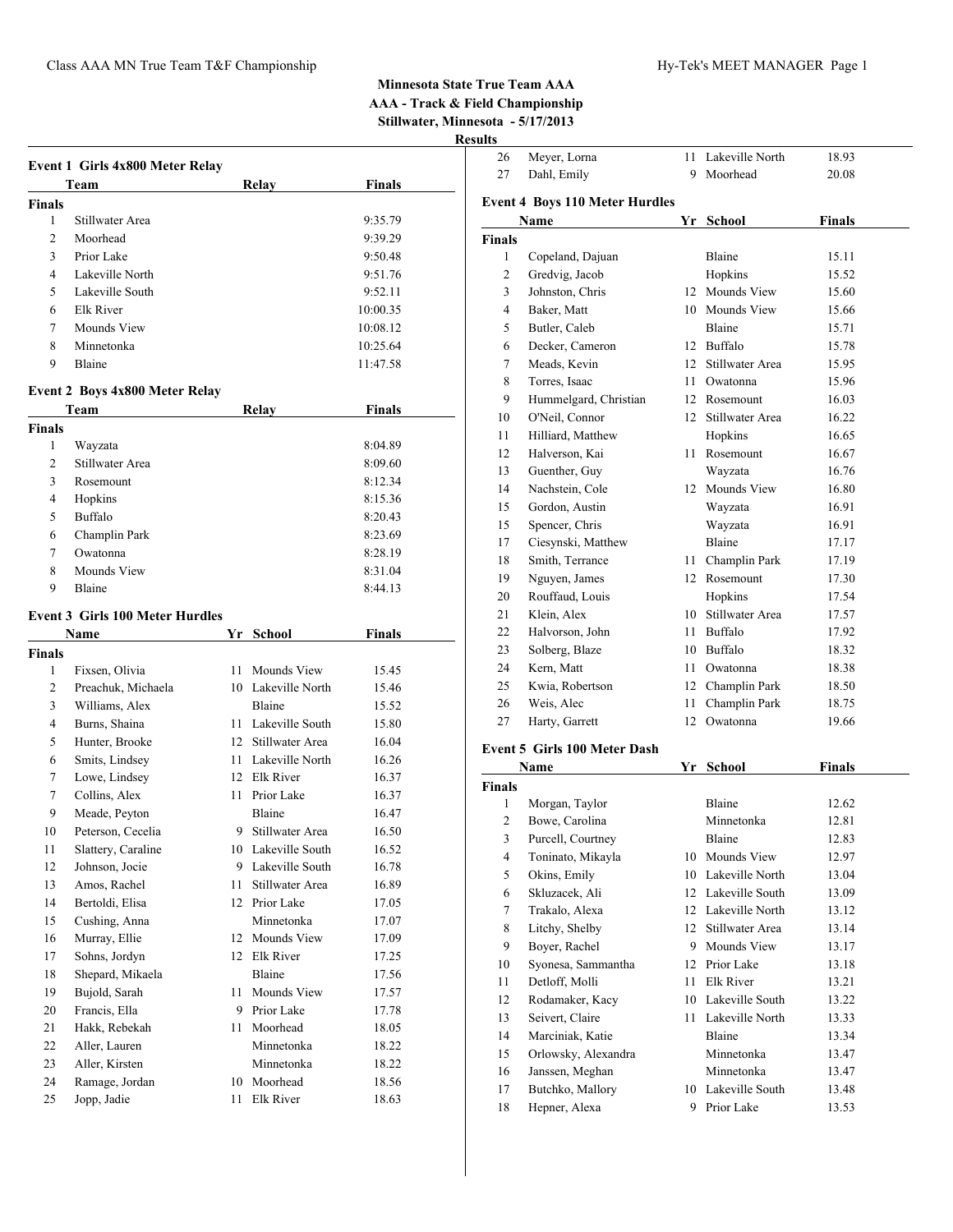# Minnesota State True Team AAA

## AAA - Track & Field Championship

## Stillwater, Minnesota - 5/17/2013

## Results

### Event 1 Girls 4x800 Meter Relay

| | Team | Relay | Finals |
|---|---|---|---|
| **Finals** | | | |
| 1 | Stillwater Area | | 9:35.79 |
| 2 | Moorhead | | 9:39.29 |
| 3 | Prior Lake | | 9:50.48 |
| 4 | Lakeville North | | 9:51.76 |
| 5 | Lakeville South | | 9:52.11 |
| 6 | Elk River | | 10:00.35 |
| 7 | Mounds View | | 10:08.12 |
| 8 | Minnetonka | | 10:25.64 |
| 9 | Blaine | | 11:47.58 |

### Event 2 Boys 4x800 Meter Relay

| | Team | Relay | Finals |
|---|---|---|---|
| **Finals** | | | |
| 1 | Wayzata | | 8:04.89 |
| 2 | Stillwater Area | | 8:09.60 |
| 3 | Rosemount | | 8:12.34 |
| 4 | Hopkins | | 8:15.36 |
| 5 | Buffalo | | 8:20.43 |
| 6 | Champlin Park | | 8:23.69 |
| 7 | Owatonna | | 8:28.19 |
| 8 | Mounds View | | 8:31.04 |
| 9 | Blaine | | 8:44.13 |

### Event 3 Girls 100 Meter Hurdles

| | Name | Yr | School | Finals |
|---|---|---|---|---|
| **Finals** | | | | |
| 1 | Fixsen, Olivia | 11 | Mounds View | 15.45 |
| 2 | Preachuk, Michaela | 10 | Lakeville North | 15.46 |
| 3 | Williams, Alex | | Blaine | 15.52 |
| 4 | Burns, Shaina | 11 | Lakeville South | 15.80 |
| 5 | Hunter, Brooke | 12 | Stillwater Area | 16.04 |
| 6 | Smits, Lindsey | 11 | Lakeville North | 16.26 |
| 7 | Lowe, Lindsey | 12 | Elk River | 16.37 |
| 7 | Collins, Alex | 11 | Prior Lake | 16.37 |
| 9 | Meade, Peyton | | Blaine | 16.47 |
| 10 | Peterson, Cecelia | 9 | Stillwater Area | 16.50 |
| 11 | Slattery, Caraline | 10 | Lakeville South | 16.52 |
| 12 | Johnson, Jocie | 9 | Lakeville South | 16.78 |
| 13 | Amos, Rachel | 11 | Stillwater Area | 16.89 |
| 14 | Bertoldi, Elisa | 12 | Prior Lake | 17.05 |
| 15 | Cushing, Anna | | Minnetonka | 17.07 |
| 16 | Murray, Ellie | 12 | Mounds View | 17.09 |
| 17 | Sohns, Jordyn | 12 | Elk River | 17.25 |
| 18 | Shepard, Mikaela | | Blaine | 17.56 |
| 19 | Bujold, Sarah | 11 | Mounds View | 17.57 |
| 20 | Francis, Ella | 9 | Prior Lake | 17.78 |
| 21 | Hakk, Rebekah | 11 | Moorhead | 18.05 |
| 22 | Aller, Lauren | | Minnetonka | 18.22 |
| 23 | Aller, Kirsten | | Minnetonka | 18.22 |
| 24 | Ramage, Jordan | 10 | Moorhead | 18.56 |
| 25 | Jopp, Jadie | 11 | Elk River | 18.63 |
| 26 | Meyer, Lorna | 11 | Lakeville North | 18.93 |
| 27 | Dahl, Emily | 9 | Moorhead | 20.08 |

### Event 4 Boys 110 Meter Hurdles

| | Name | Yr | School | Finals |
|---|---|---|---|---|
| **Finals** | | | | |
| 1 | Copeland, Dajuan | | Blaine | 15.11 |
| 2 | Gredvig, Jacob | | Hopkins | 15.52 |
| 3 | Johnston, Chris | 12 | Mounds View | 15.60 |
| 4 | Baker, Matt | 10 | Mounds View | 15.66 |
| 5 | Butler, Caleb | | Blaine | 15.71 |
| 6 | Decker, Cameron | 12 | Buffalo | 15.78 |
| 7 | Meads, Kevin | 12 | Stillwater Area | 15.95 |
| 8 | Torres, Isaac | 11 | Owatonna | 15.96 |
| 9 | Hummelgard, Christian | 12 | Rosemount | 16.03 |
| 10 | O'Neil, Connor | 12 | Stillwater Area | 16.22 |
| 11 | Hilliard, Matthew | | Hopkins | 16.65 |
| 12 | Halverson, Kai | 11 | Rosemount | 16.67 |
| 13 | Guenther, Guy | | Wayzata | 16.76 |
| 14 | Nachstein, Cole | 12 | Mounds View | 16.80 |
| 15 | Gordon, Austin | | Wayzata | 16.91 |
| 15 | Spencer, Chris | | Wayzata | 16.91 |
| 17 | Ciesynski, Matthew | | Blaine | 17.17 |
| 18 | Smith, Terrance | 11 | Champlin Park | 17.19 |
| 19 | Nguyen, James | 12 | Rosemount | 17.30 |
| 20 | Rouffaud, Louis | | Hopkins | 17.54 |
| 21 | Klein, Alex | 10 | Stillwater Area | 17.57 |
| 22 | Halvorson, John | 11 | Buffalo | 17.92 |
| 23 | Solberg, Blaze | 10 | Buffalo | 18.32 |
| 24 | Kern, Matt | 11 | Owatonna | 18.38 |
| 25 | Kwia, Robertson | 12 | Champlin Park | 18.50 |
| 26 | Weis, Alec | 11 | Champlin Park | 18.75 |
| 27 | Harty, Garrett | 12 | Owatonna | 19.66 |

### Event 5 Girls 100 Meter Dash

| | Name | Yr | School | Finals |
|---|---|---|---|---|
| **Finals** | | | | |
| 1 | Morgan, Taylor | | Blaine | 12.62 |
| 2 | Bowe, Carolina | | Minnetonka | 12.81 |
| 3 | Purcell, Courtney | | Blaine | 12.83 |
| 4 | Toninato, Mikayla | 10 | Mounds View | 12.97 |
| 5 | Okins, Emily | 10 | Lakeville North | 13.04 |
| 6 | Skluzacek, Ali | 12 | Lakeville South | 13.09 |
| 7 | Trakalo, Alexa | 12 | Lakeville North | 13.12 |
| 8 | Litchy, Shelby | 12 | Stillwater Area | 13.14 |
| 9 | Boyer, Rachel | 9 | Mounds View | 13.17 |
| 10 | Syonesa, Sammantha | 12 | Prior Lake | 13.18 |
| 11 | Detloff, Molli | 11 | Elk River | 13.21 |
| 12 | Rodamaker, Kacy | 10 | Lakeville South | 13.22 |
| 13 | Seivert, Claire | 11 | Lakeville North | 13.33 |
| 14 | Marciniak, Katie | | Blaine | 13.34 |
| 15 | Orlowsky, Alexandra | | Minnetonka | 13.47 |
| 16 | Janssen, Meghan | | Minnetonka | 13.47 |
| 17 | Butchko, Mallory | 10 | Lakeville South | 13.48 |
| 18 | Hepner, Alexa | 9 | Prior Lake | 13.53 |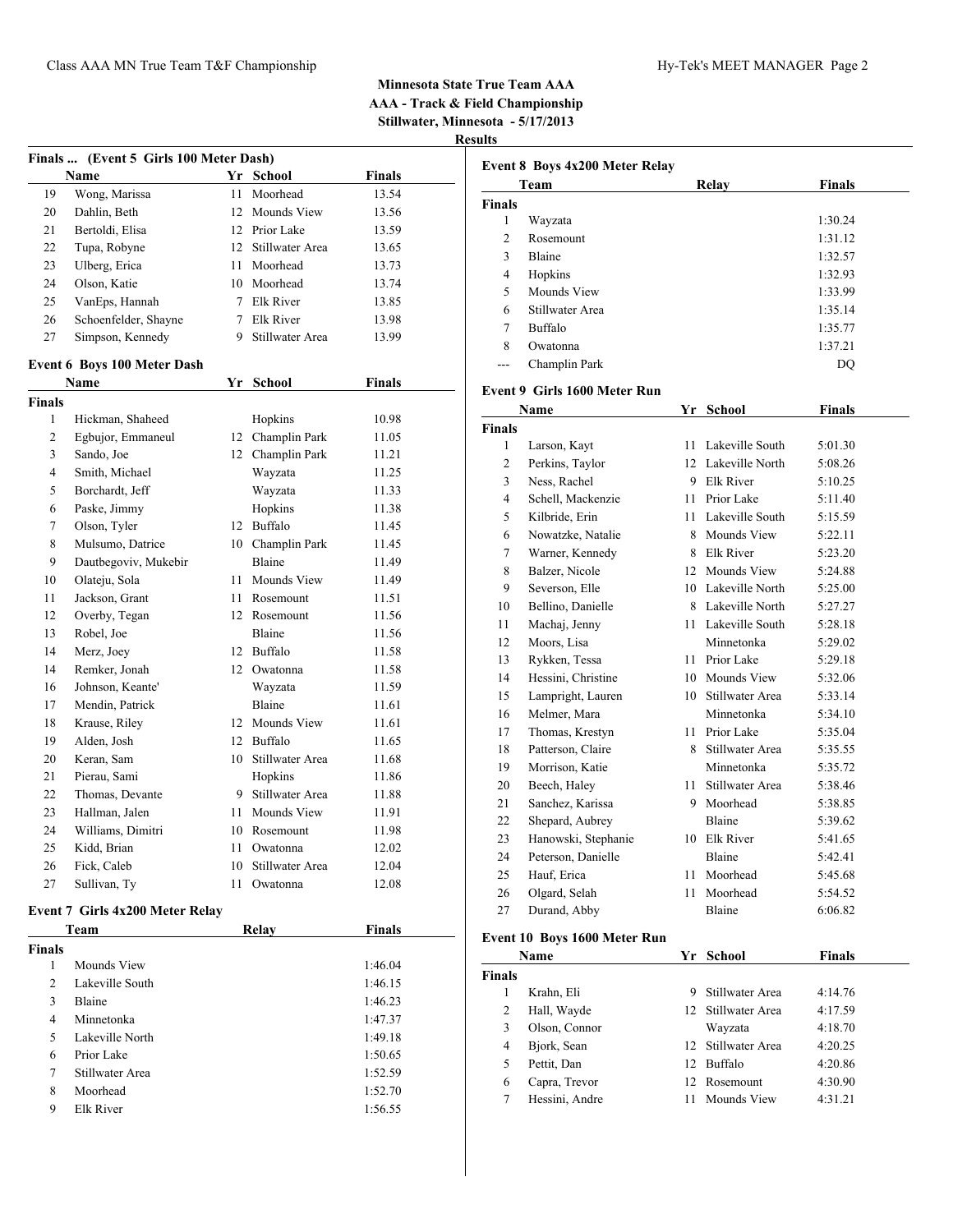**Minnesota State True Team AAA**
**AAA - Track & Field Championship**
**Stillwater, Minnesota - 5/17/2013**
**Results**

### Finals ... (Event 5 Girls 100 Meter Dash)

| | Name | Yr | School | Finals |
|---|---|---|---|---|
| 19 | Wong, Marissa | 11 | Moorhead | 13.54 |
| 20 | Dahlin, Beth | 12 | Mounds View | 13.56 |
| 21 | Bertoldi, Elisa | 12 | Prior Lake | 13.59 |
| 22 | Tupa, Robyne | 12 | Stillwater Area | 13.65 |
| 23 | Ulberg, Erica | 11 | Moorhead | 13.73 |
| 24 | Olson, Katie | 10 | Moorhead | 13.74 |
| 25 | VanEps, Hannah | 7 | Elk River | 13.85 |
| 26 | Schoenfelder, Shayne | 7 | Elk River | 13.98 |
| 27 | Simpson, Kennedy | 9 | Stillwater Area | 13.99 |

### Event 6 Boys 100 Meter Dash

| | Name | Yr | School | Finals |
|---|---|---|---|---|
| **Finals** | | | | |
| 1 | Hickman, Shaheed | | Hopkins | 10.98 |
| 2 | Egbujor, Emmaneul | 12 | Champlin Park | 11.05 |
| 3 | Sando, Joe | 12 | Champlin Park | 11.21 |
| 4 | Smith, Michael | | Wayzata | 11.25 |
| 5 | Borchardt, Jeff | | Wayzata | 11.33 |
| 6 | Paske, Jimmy | | Hopkins | 11.38 |
| 7 | Olson, Tyler | 12 | Buffalo | 11.45 |
| 8 | Mulsumo, Datrice | 10 | Champlin Park | 11.45 |
| 9 | Dautbegoviv, Mukebir | | Blaine | 11.49 |
| 10 | Olateju, Sola | 11 | Mounds View | 11.49 |
| 11 | Jackson, Grant | 11 | Rosemount | 11.51 |
| 12 | Overby, Tegan | 12 | Rosemount | 11.56 |
| 13 | Robel, Joe | | Blaine | 11.56 |
| 14 | Merz, Joey | 12 | Buffalo | 11.58 |
| 14 | Remker, Jonah | 12 | Owatonna | 11.58 |
| 16 | Johnson, Keante' | | Wayzata | 11.59 |
| 17 | Mendin, Patrick | | Blaine | 11.61 |
| 18 | Krause, Riley | 12 | Mounds View | 11.61 |
| 19 | Alden, Josh | 12 | Buffalo | 11.65 |
| 20 | Keran, Sam | 10 | Stillwater Area | 11.68 |
| 21 | Pierau, Sami | | Hopkins | 11.86 |
| 22 | Thomas, Devante | 9 | Stillwater Area | 11.88 |
| 23 | Hallman, Jalen | 11 | Mounds View | 11.91 |
| 24 | Williams, Dimitri | 10 | Rosemount | 11.98 |
| 25 | Kidd, Brian | 11 | Owatonna | 12.02 |
| 26 | Fick, Caleb | 10 | Stillwater Area | 12.04 |
| 27 | Sullivan, Ty | 11 | Owatonna | 12.08 |

### Event 7 Girls 4x200 Meter Relay

| | Team | Relay | Finals |
|---|---|---|---|
| **Finals** | | | |
| 1 | Mounds View | | 1:46.04 |
| 2 | Lakeville South | | 1:46.15 |
| 3 | Blaine | | 1:46.23 |
| 4 | Minnetonka | | 1:47.37 |
| 5 | Lakeville North | | 1:49.18 |
| 6 | Prior Lake | | 1:50.65 |
| 7 | Stillwater Area | | 1:52.59 |
| 8 | Moorhead | | 1:52.70 |
| 9 | Elk River | | 1:56.55 |

### Event 8 Boys 4x200 Meter Relay

| | Team | Relay | Finals |
|---|---|---|---|
| **Finals** | | | |
| 1 | Wayzata | | 1:30.24 |
| 2 | Rosemount | | 1:31.12 |
| 3 | Blaine | | 1:32.57 |
| 4 | Hopkins | | 1:32.93 |
| 5 | Mounds View | | 1:33.99 |
| 6 | Stillwater Area | | 1:35.14 |
| 7 | Buffalo | | 1:35.77 |
| 8 | Owatonna | | 1:37.21 |
| --- | Champlin Park | | DQ |

### Event 9 Girls 1600 Meter Run

| | Name | Yr | School | Finals |
|---|---|---|---|---|
| **Finals** | | | | |
| 1 | Larson, Kayt | 11 | Lakeville South | 5:01.30 |
| 2 | Perkins, Taylor | 12 | Lakeville North | 5:08.26 |
| 3 | Ness, Rachel | 9 | Elk River | 5:10.25 |
| 4 | Schell, Mackenzie | 11 | Prior Lake | 5:11.40 |
| 5 | Kilbride, Erin | 11 | Lakeville South | 5:15.59 |
| 6 | Nowatzke, Natalie | 8 | Mounds View | 5:22.11 |
| 7 | Warner, Kennedy | 8 | Elk River | 5:23.20 |
| 8 | Balzer, Nicole | 12 | Mounds View | 5:24.88 |
| 9 | Severson, Elle | 10 | Lakeville North | 5:25.00 |
| 10 | Bellino, Danielle | 8 | Lakeville North | 5:27.27 |
| 11 | Machaj, Jenny | 11 | Lakeville South | 5:28.18 |
| 12 | Moors, Lisa | | Minnetonka | 5:29.02 |
| 13 | Rykken, Tessa | 11 | Prior Lake | 5:29.18 |
| 14 | Hessini, Christine | 10 | Mounds View | 5:32.06 |
| 15 | Lampright, Lauren | 10 | Stillwater Area | 5:33.14 |
| 16 | Melmer, Mara | | Minnetonka | 5:34.10 |
| 17 | Thomas, Krestyn | 11 | Prior Lake | 5:35.04 |
| 18 | Patterson, Claire | 8 | Stillwater Area | 5:35.55 |
| 19 | Morrison, Katie | | Minnetonka | 5:35.72 |
| 20 | Beech, Haley | 11 | Stillwater Area | 5:38.46 |
| 21 | Sanchez, Karissa | 9 | Moorhead | 5:38.85 |
| 22 | Shepard, Aubrey | | Blaine | 5:39.62 |
| 23 | Hanowski, Stephanie | 10 | Elk River | 5:41.65 |
| 24 | Peterson, Danielle | | Blaine | 5:42.41 |
| 25 | Hauf, Erica | 11 | Moorhead | 5:45.68 |
| 26 | Olgard, Selah | 11 | Moorhead | 5:54.52 |
| 27 | Durand, Abby | | Blaine | 6:06.82 |

### Event 10 Boys 1600 Meter Run

| | Name | Yr | School | Finals |
|---|---|---|---|---|
| **Finals** | | | | |
| 1 | Krahn, Eli | 9 | Stillwater Area | 4:14.76 |
| 2 | Hall, Wayde | 12 | Stillwater Area | 4:17.59 |
| 3 | Olson, Connor | | Wayzata | 4:18.70 |
| 4 | Bjork, Sean | 12 | Stillwater Area | 4:20.25 |
| 5 | Pettit, Dan | 12 | Buffalo | 4:20.86 |
| 6 | Capra, Trevor | 12 | Rosemount | 4:30.90 |
| 7 | Hessini, Andre | 11 | Mounds View | 4:31.21 |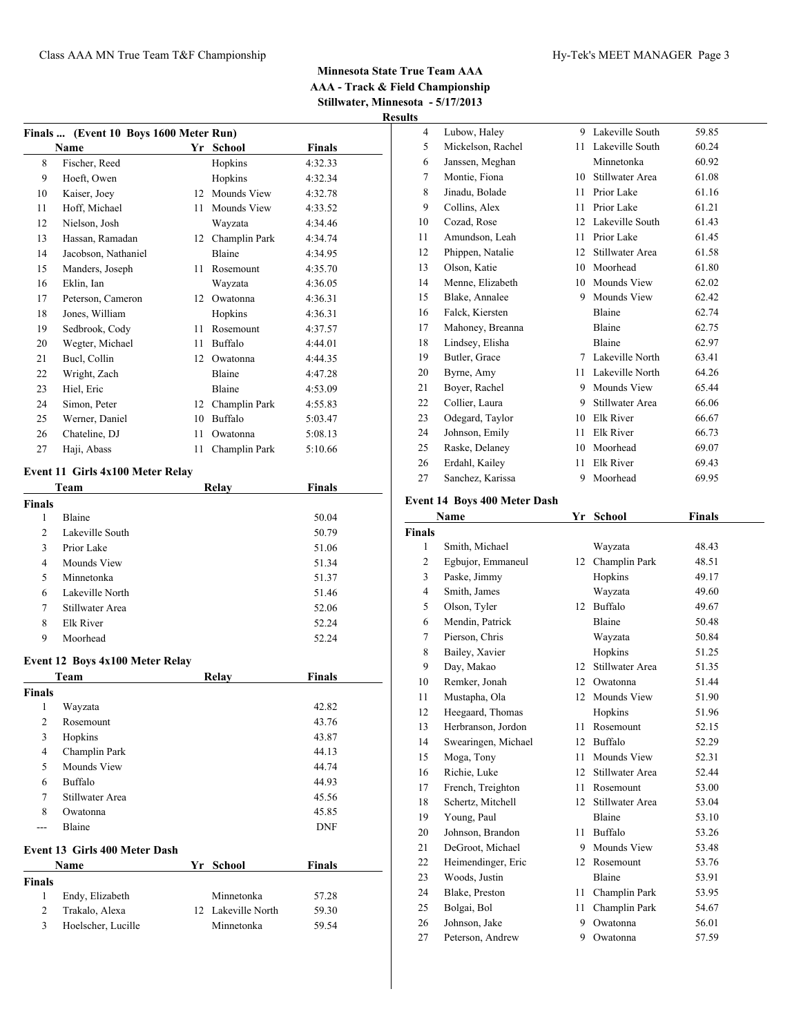## Minnesota State True Team AAA

**AAA - Track & Field Championship**

**Stillwater, Minnesota - 5/17/2013**

**Results**

### Finals ... (Event 10 Boys 1600 Meter Run)

| | Name | Yr | School | Finals |
|---|---|---|---|---|
| 8 | Fischer, Reed | | Hopkins | 4:32.33 |
| 9 | Hoeft, Owen | | Hopkins | 4:32.34 |
| 10 | Kaiser, Joey | 12 | Mounds View | 4:32.78 |
| 11 | Hoff, Michael | 11 | Mounds View | 4:33.52 |
| 12 | Nielson, Josh | | Wayzata | 4:34.46 |
| 13 | Hassan, Ramadan | 12 | Champlin Park | 4:34.74 |
| 14 | Jacobson, Nathaniel | | Blaine | 4:34.95 |
| 15 | Manders, Joseph | 11 | Rosemount | 4:35.70 |
| 16 | Eklin, Ian | | Wayzata | 4:36.05 |
| 17 | Peterson, Cameron | 12 | Owatonna | 4:36.31 |
| 18 | Jones, William | | Hopkins | 4:36.31 |
| 19 | Sedbrook, Cody | 11 | Rosemount | 4:37.57 |
| 20 | Wegter, Michael | 11 | Buffalo | 4:44.01 |
| 21 | Bucl, Collin | 12 | Owatonna | 4:44.35 |
| 22 | Wright, Zach | | Blaine | 4:47.28 |
| 23 | Hiel, Eric | | Blaine | 4:53.09 |
| 24 | Simon, Peter | 12 | Champlin Park | 4:55.83 |
| 25 | Werner, Daniel | 10 | Buffalo | 5:03.47 |
| 26 | Chateline, DJ | 11 | Owatonna | 5:08.13 |
| 27 | Haji, Abass | 11 | Champlin Park | 5:10.66 |

### Event 11 Girls 4x100 Meter Relay

| | Team | Relay | Finals |
|---|---|---|---|
| **Finals** | | | |
| 1 | Blaine | | 50.04 |
| 2 | Lakeville South | | 50.79 |
| 3 | Prior Lake | | 51.06 |
| 4 | Mounds View | | 51.34 |
| 5 | Minnetonka | | 51.37 |
| 6 | Lakeville North | | 51.46 |
| 7 | Stillwater Area | | 52.06 |
| 8 | Elk River | | 52.24 |
| 9 | Moorhead | | 52.24 |

### Event 12 Boys 4x100 Meter Relay

| | Team | Relay | Finals |
|---|---|---|---|
| **Finals** | | | |
| 1 | Wayzata | | 42.82 |
| 2 | Rosemount | | 43.76 |
| 3 | Hopkins | | 43.87 |
| 4 | Champlin Park | | 44.13 |
| 5 | Mounds View | | 44.74 |
| 6 | Buffalo | | 44.93 |
| 7 | Stillwater Area | | 45.56 |
| 8 | Owatonna | | 45.85 |
| --- | Blaine | | DNF |

### Event 13 Girls 400 Meter Dash

| | Name | Yr | School | Finals |
|---|---|---|---|---|
| **Finals** | | | | |
| 1 | Endy, Elizabeth | | Minnetonka | 57.28 |
| 2 | Trakalo, Alexa | 12 | Lakeville North | 59.30 |
| 3 | Hoelscher, Lucille | | Minnetonka | 59.54 |
| 4 | Lubow, Haley | 9 | Lakeville South | 59.85 |
| 5 | Mickelson, Rachel | 11 | Lakeville South | 60.24 |
| 6 | Janssen, Meghan | | Minnetonka | 60.92 |
| 7 | Montie, Fiona | 10 | Stillwater Area | 61.08 |
| 8 | Jinadu, Bolade | 11 | Prior Lake | 61.16 |
| 9 | Collins, Alex | 11 | Prior Lake | 61.21 |
| 10 | Cozad, Rose | 12 | Lakeville South | 61.43 |
| 11 | Amundson, Leah | 11 | Prior Lake | 61.45 |
| 12 | Phippen, Natalie | 12 | Stillwater Area | 61.58 |
| 13 | Olson, Katie | 10 | Moorhead | 61.80 |
| 14 | Menne, Elizabeth | 10 | Mounds View | 62.02 |
| 15 | Blake, Annalee | 9 | Mounds View | 62.42 |
| 16 | Falck, Kiersten | | Blaine | 62.74 |
| 17 | Mahoney, Breanna | | Blaine | 62.75 |
| 18 | Lindsey, Elisha | | Blaine | 62.97 |
| 19 | Butler, Grace | 7 | Lakeville North | 63.41 |
| 20 | Byrne, Amy | 11 | Lakeville North | 64.26 |
| 21 | Boyer, Rachel | 9 | Mounds View | 65.44 |
| 22 | Collier, Laura | 9 | Stillwater Area | 66.06 |
| 23 | Odegard, Taylor | 10 | Elk River | 66.67 |
| 24 | Johnson, Emily | 11 | Elk River | 66.73 |
| 25 | Raske, Delaney | 10 | Moorhead | 69.07 |
| 26 | Erdahl, Kailey | 11 | Elk River | 69.43 |
| 27 | Sanchez, Karissa | 9 | Moorhead | 69.95 |

### Event 14 Boys 400 Meter Dash

| | Name | Yr | School | Finals |
|---|---|---|---|---|
| **Finals** | | | | |
| 1 | Smith, Michael | | Wayzata | 48.43 |
| 2 | Egbujor, Emmaneul | 12 | Champlin Park | 48.51 |
| 3 | Paske, Jimmy | | Hopkins | 49.17 |
| 4 | Smith, James | | Wayzata | 49.60 |
| 5 | Olson, Tyler | 12 | Buffalo | 49.67 |
| 6 | Mendin, Patrick | | Blaine | 50.48 |
| 7 | Pierson, Chris | | Wayzata | 50.84 |
| 8 | Bailey, Xavier | | Hopkins | 51.25 |
| 9 | Day, Makao | 12 | Stillwater Area | 51.35 |
| 10 | Remker, Jonah | 12 | Owatonna | 51.44 |
| 11 | Mustapha, Ola | 12 | Mounds View | 51.90 |
| 12 | Heegaard, Thomas | | Hopkins | 51.96 |
| 13 | Herbranson, Jordon | 11 | Rosemount | 52.15 |
| 14 | Swearingen, Michael | 12 | Buffalo | 52.29 |
| 15 | Moga, Tony | 11 | Mounds View | 52.31 |
| 16 | Richie, Luke | 12 | Stillwater Area | 52.44 |
| 17 | French, Treighton | 11 | Rosemount | 53.00 |
| 18 | Schertz, Mitchell | 12 | Stillwater Area | 53.04 |
| 19 | Young, Paul | | Blaine | 53.10 |
| 20 | Johnson, Brandon | 11 | Buffalo | 53.26 |
| 21 | DeGroot, Michael | 9 | Mounds View | 53.48 |
| 22 | Heimendinger, Eric | 12 | Rosemount | 53.76 |
| 23 | Woods, Justin | | Blaine | 53.91 |
| 24 | Blake, Preston | 11 | Champlin Park | 53.95 |
| 25 | Bolgai, Bol | 11 | Champlin Park | 54.67 |
| 26 | Johnson, Jake | 9 | Owatonna | 56.01 |
| 27 | Peterson, Andrew | 9 | Owatonna | 57.59 |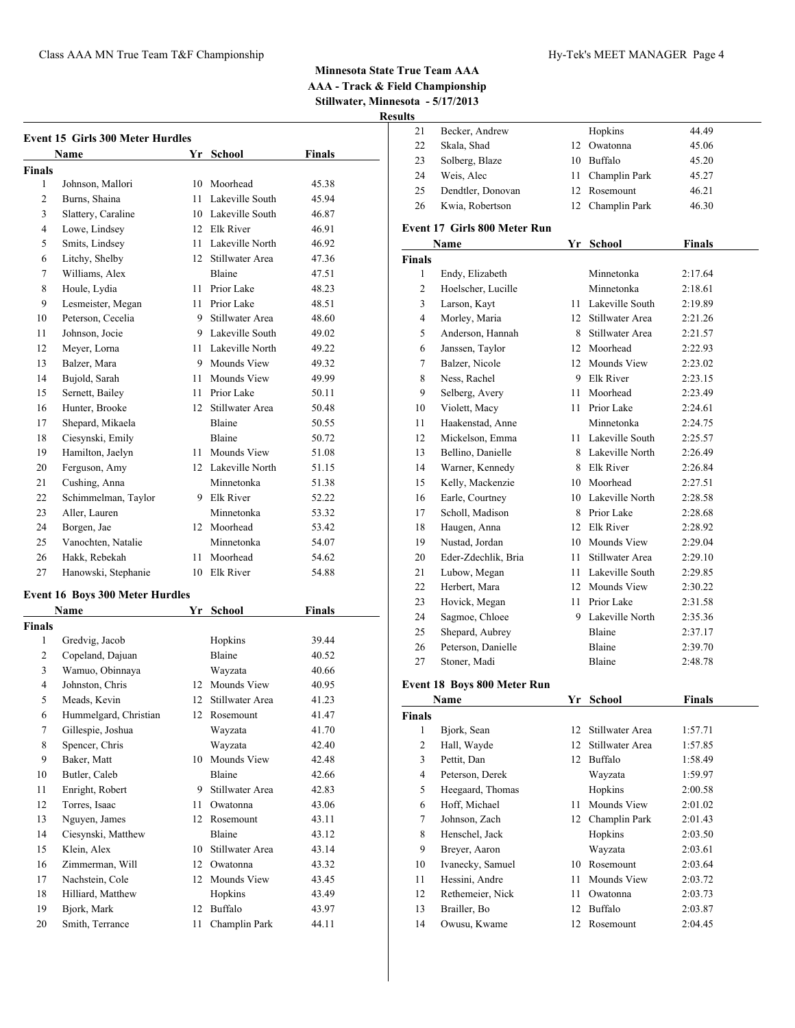# Minnesota State True Team AAA
## AAA - Track & Field Championship
### Stillwater, Minnesota - 5/17/2013

**Results**

### Event 15 Girls 300 Meter Hurdles

| | Name | Yr | School | Finals |
|---|---|---|---|---|
| **Finals** | | | | |
| 1 | Johnson, Mallori | 10 | Moorhead | 45.38 |
| 2 | Burns, Shaina | 11 | Lakeville South | 45.94 |
| 3 | Slattery, Caraline | 10 | Lakeville South | 46.87 |
| 4 | Lowe, Lindsey | 12 | Elk River | 46.91 |
| 5 | Smits, Lindsey | 11 | Lakeville North | 46.92 |
| 6 | Litchy, Shelby | 12 | Stillwater Area | 47.36 |
| 7 | Williams, Alex | | Blaine | 47.51 |
| 8 | Houle, Lydia | 11 | Prior Lake | 48.23 |
| 9 | Lesmeister, Megan | 11 | Prior Lake | 48.51 |
| 10 | Peterson, Cecelia | 9 | Stillwater Area | 48.60 |
| 11 | Johnson, Jocie | 9 | Lakeville South | 49.02 |
| 12 | Meyer, Lorna | 11 | Lakeville North | 49.22 |
| 13 | Balzer, Mara | 9 | Mounds View | 49.32 |
| 14 | Bujold, Sarah | 11 | Mounds View | 49.99 |
| 15 | Sernett, Bailey | 11 | Prior Lake | 50.11 |
| 16 | Hunter, Brooke | 12 | Stillwater Area | 50.48 |
| 17 | Shepard, Mikaela | | Blaine | 50.55 |
| 18 | Ciesynski, Emily | | Blaine | 50.72 |
| 19 | Hamilton, Jaelyn | 11 | Mounds View | 51.08 |
| 20 | Ferguson, Amy | 12 | Lakeville North | 51.15 |
| 21 | Cushing, Anna | | Minnetonka | 51.38 |
| 22 | Schimmelman, Taylor | 9 | Elk River | 52.22 |
| 23 | Aller, Lauren | | Minnetonka | 53.32 |
| 24 | Borgen, Jae | 12 | Moorhead | 53.42 |
| 25 | Vanochten, Natalie | | Minnetonka | 54.07 |
| 26 | Hakk, Rebekah | 11 | Moorhead | 54.62 |
| 27 | Hanowski, Stephanie | 10 | Elk River | 54.88 |

### Event 16 Boys 300 Meter Hurdles

| | Name | Yr | School | Finals |
|---|---|---|---|---|
| **Finals** | | | | |
| 1 | Gredvig, Jacob | | Hopkins | 39.44 |
| 2 | Copeland, Dajuan | | Blaine | 40.52 |
| 3 | Wamuo, Obinnaya | | Wayzata | 40.66 |
| 4 | Johnston, Chris | 12 | Mounds View | 40.95 |
| 5 | Meads, Kevin | 12 | Stillwater Area | 41.23 |
| 6 | Hummelgard, Christian | 12 | Rosemount | 41.47 |
| 7 | Gillespie, Joshua | | Wayzata | 41.70 |
| 8 | Spencer, Chris | | Wayzata | 42.40 |
| 9 | Baker, Matt | 10 | Mounds View | 42.48 |
| 10 | Butler, Caleb | | Blaine | 42.66 |
| 11 | Enright, Robert | 9 | Stillwater Area | 42.83 |
| 12 | Torres, Isaac | 11 | Owatonna | 43.06 |
| 13 | Nguyen, James | 12 | Rosemount | 43.11 |
| 14 | Ciesynski, Matthew | | Blaine | 43.12 |
| 15 | Klein, Alex | 10 | Stillwater Area | 43.14 |
| 16 | Zimmerman, Will | 12 | Owatonna | 43.32 |
| 17 | Nachstein, Cole | 12 | Mounds View | 43.45 |
| 18 | Hilliard, Matthew | | Hopkins | 43.49 |
| 19 | Bjork, Mark | 12 | Buffalo | 43.97 |
| 20 | Smith, Terrance | 11 | Champlin Park | 44.11 |
| 21 | Becker, Andrew | | Hopkins | 44.49 |
| 22 | Skala, Shad | 12 | Owatonna | 45.06 |
| 23 | Solberg, Blaze | 10 | Buffalo | 45.20 |
| 24 | Weis, Alec | 11 | Champlin Park | 45.27 |
| 25 | Dendtler, Donovan | 12 | Rosemount | 46.21 |
| 26 | Kwia, Robertson | 12 | Champlin Park | 46.30 |

### Event 17 Girls 800 Meter Run

| | Name | Yr | School | Finals |
|---|---|---|---|---|
| **Finals** | | | | |
| 1 | Endy, Elizabeth | | Minnetonka | 2:17.64 |
| 2 | Hoelscher, Lucille | | Minnetonka | 2:18.61 |
| 3 | Larson, Kayt | 11 | Lakeville South | 2:19.89 |
| 4 | Morley, Maria | 12 | Stillwater Area | 2:21.26 |
| 5 | Anderson, Hannah | 8 | Stillwater Area | 2:21.57 |
| 6 | Janssen, Taylor | 12 | Moorhead | 2:22.93 |
| 7 | Balzer, Nicole | 12 | Mounds View | 2:23.02 |
| 8 | Ness, Rachel | 9 | Elk River | 2:23.15 |
| 9 | Selberg, Avery | 11 | Moorhead | 2:23.49 |
| 10 | Violett, Macy | 11 | Prior Lake | 2:24.61 |
| 11 | Haakenstad, Anne | | Minnetonka | 2:24.75 |
| 12 | Mickelson, Emma | 11 | Lakeville South | 2:25.57 |
| 13 | Bellino, Danielle | 8 | Lakeville North | 2:26.49 |
| 14 | Warner, Kennedy | 8 | Elk River | 2:26.84 |
| 15 | Kelly, Mackenzie | 10 | Moorhead | 2:27.51 |
| 16 | Earle, Courtney | 10 | Lakeville North | 2:28.58 |
| 17 | Scholl, Madison | 8 | Prior Lake | 2:28.68 |
| 18 | Haugen, Anna | 12 | Elk River | 2:28.92 |
| 19 | Nustad, Jordan | 10 | Mounds View | 2:29.04 |
| 20 | Eder-Zdechlik, Bria | 11 | Stillwater Area | 2:29.10 |
| 21 | Lubow, Megan | 11 | Lakeville South | 2:29.85 |
| 22 | Herbert, Mara | 12 | Mounds View | 2:30.22 |
| 23 | Hovick, Megan | 11 | Prior Lake | 2:31.58 |
| 24 | Sagmoe, Chloee | 9 | Lakeville North | 2:35.36 |
| 25 | Shepard, Aubrey | | Blaine | 2:37.17 |
| 26 | Peterson, Danielle | | Blaine | 2:39.70 |
| 27 | Stoner, Madi | | Blaine | 2:48.78 |

### Event 18 Boys 800 Meter Run

| | Name | Yr | School | Finals |
|---|---|---|---|---|
| **Finals** | | | | |
| 1 | Bjork, Sean | 12 | Stillwater Area | 1:57.71 |
| 2 | Hall, Wayde | 12 | Stillwater Area | 1:57.85 |
| 3 | Pettit, Dan | 12 | Buffalo | 1:58.49 |
| 4 | Peterson, Derek | | Wayzata | 1:59.97 |
| 5 | Heegaard, Thomas | | Hopkins | 2:00.58 |
| 6 | Hoff, Michael | 11 | Mounds View | 2:01.02 |
| 7 | Johnson, Zach | 12 | Champlin Park | 2:01.43 |
| 8 | Henschel, Jack | | Hopkins | 2:03.50 |
| 9 | Breyer, Aaron | | Wayzata | 2:03.61 |
| 10 | Ivanecky, Samuel | 10 | Rosemount | 2:03.64 |
| 11 | Hessini, Andre | 11 | Mounds View | 2:03.72 |
| 12 | Rethemeier, Nick | 11 | Owatonna | 2:03.73 |
| 13 | Brailler, Bo | 12 | Buffalo | 2:03.87 |
| 14 | Owusu, Kwame | 12 | Rosemount | 2:04.45 |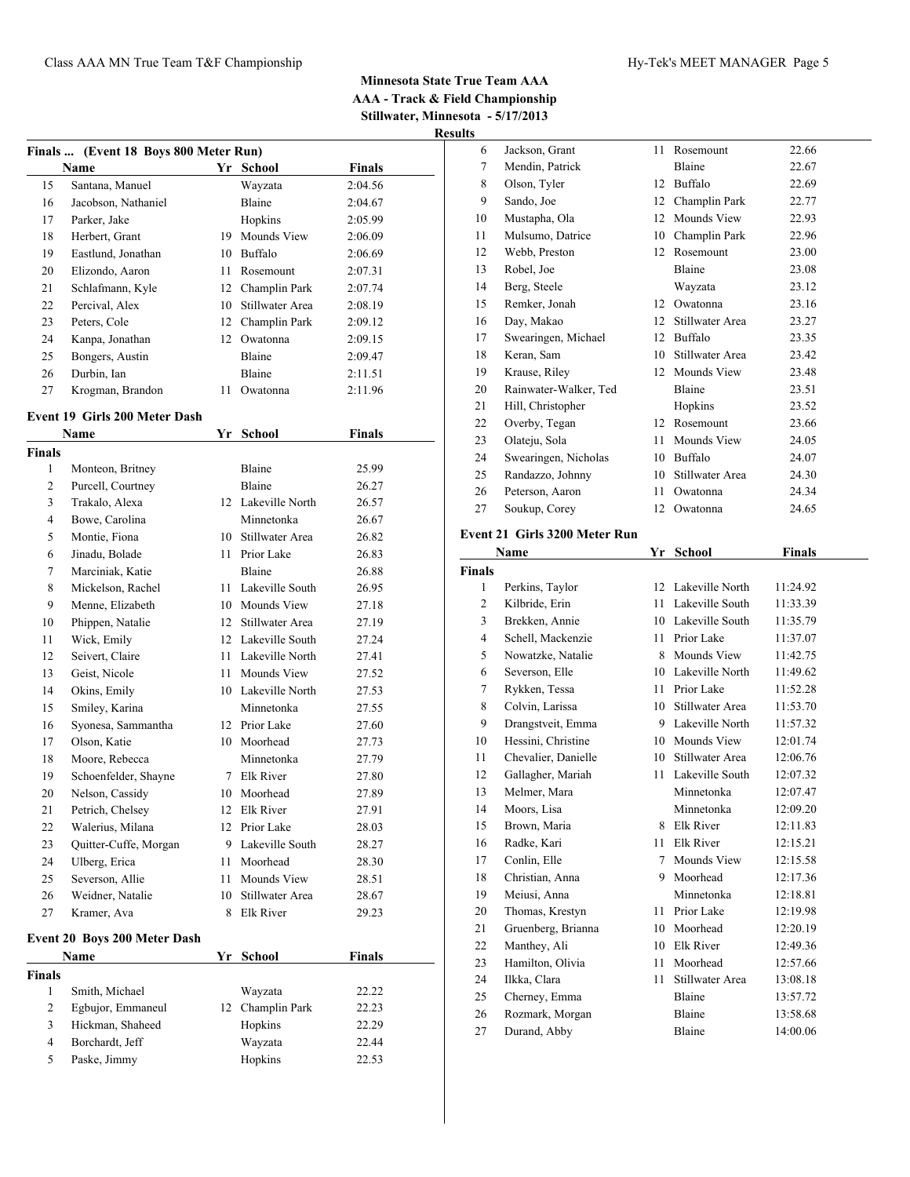## Minnesota State True Team AAA
## AAA - Track & Field Championship
## Stillwater, Minnesota - 5/17/2013

### Results

### Finals ... (Event 18 Boys 800 Meter Run)

| | Name | Yr | School | Finals |
|---|---|---|---|---|
| 15 | Santana, Manuel | | Wayzata | 2:04.56 |
| 16 | Jacobson, Nathaniel | | Blaine | 2:04.67 |
| 17 | Parker, Jake | | Hopkins | 2:05.99 |
| 18 | Herbert, Grant | 19 | Mounds View | 2:06.09 |
| 19 | Eastlund, Jonathan | 10 | Buffalo | 2:06.69 |
| 20 | Elizondo, Aaron | 11 | Rosemount | 2:07.31 |
| 21 | Schlafmann, Kyle | 12 | Champlin Park | 2:07.74 |
| 22 | Percival, Alex | 10 | Stillwater Area | 2:08.19 |
| 23 | Peters, Cole | 12 | Champlin Park | 2:09.12 |
| 24 | Kanpa, Jonathan | 12 | Owatonna | 2:09.15 |
| 25 | Bongers, Austin | | Blaine | 2:09.47 |
| 26 | Durbin, Ian | | Blaine | 2:11.51 |
| 27 | Krogman, Brandon | 11 | Owatonna | 2:11.96 |

### Event 19 Girls 200 Meter Dash

| | Name | Yr | School | Finals |
|---|---|---|---|---|
| **Finals** | | | | |
| 1 | Monteon, Britney | | Blaine | 25.99 |
| 2 | Purcell, Courtney | | Blaine | 26.27 |
| 3 | Trakalo, Alexa | 12 | Lakeville North | 26.57 |
| 4 | Bowe, Carolina | | Minnetonka | 26.67 |
| 5 | Montie, Fiona | 10 | Stillwater Area | 26.82 |
| 6 | Jinadu, Bolade | 11 | Prior Lake | 26.83 |
| 7 | Marciniak, Katie | | Blaine | 26.88 |
| 8 | Mickelson, Rachel | 11 | Lakeville South | 26.95 |
| 9 | Menne, Elizabeth | 10 | Mounds View | 27.18 |
| 10 | Phippen, Natalie | 12 | Stillwater Area | 27.19 |
| 11 | Wick, Emily | 12 | Lakeville South | 27.24 |
| 12 | Seivert, Claire | 11 | Lakeville North | 27.41 |
| 13 | Geist, Nicole | 11 | Mounds View | 27.52 |
| 14 | Okins, Emily | 10 | Lakeville North | 27.53 |
| 15 | Smiley, Karina | | Minnetonka | 27.55 |
| 16 | Syonesa, Sammantha | 12 | Prior Lake | 27.60 |
| 17 | Olson, Katie | 10 | Moorhead | 27.73 |
| 18 | Moore, Rebecca | | Minnetonka | 27.79 |
| 19 | Schoenfelder, Shayne | 7 | Elk River | 27.80 |
| 20 | Nelson, Cassidy | 10 | Moorhead | 27.89 |
| 21 | Petrich, Chelsey | 12 | Elk River | 27.91 |
| 22 | Walerius, Milana | 12 | Prior Lake | 28.03 |
| 23 | Quitter-Cuffe, Morgan | 9 | Lakeville South | 28.27 |
| 24 | Ulberg, Erica | 11 | Moorhead | 28.30 |
| 25 | Severson, Allie | 11 | Mounds View | 28.51 |
| 26 | Weidner, Natalie | 10 | Stillwater Area | 28.67 |
| 27 | Kramer, Ava | 8 | Elk River | 29.23 |

### Event 20 Boys 200 Meter Dash

| | Name | Yr | School | Finals |
|---|---|---|---|---|
| **Finals** | | | | |
| 1 | Smith, Michael | | Wayzata | 22.22 |
| 2 | Egbujor, Emmaneul | 12 | Champlin Park | 22.23 |
| 3 | Hickman, Shaheed | | Hopkins | 22.29 |
| 4 | Borchardt, Jeff | | Wayzata | 22.44 |
| 5 | Paske, Jimmy | | Hopkins | 22.53 |
| 6 | Jackson, Grant | 11 | Rosemount | 22.66 |
| 7 | Mendin, Patrick | | Blaine | 22.67 |
| 8 | Olson, Tyler | 12 | Buffalo | 22.69 |
| 9 | Sando, Joe | 12 | Champlin Park | 22.77 |
| 10 | Mustapha, Ola | 12 | Mounds View | 22.93 |
| 11 | Mulsumo, Datrice | 10 | Champlin Park | 22.96 |
| 12 | Webb, Preston | 12 | Rosemount | 23.00 |
| 13 | Robel, Joe | | Blaine | 23.08 |
| 14 | Berg, Steele | | Wayzata | 23.12 |
| 15 | Remker, Jonah | 12 | Owatonna | 23.16 |
| 16 | Day, Makao | 12 | Stillwater Area | 23.27 |
| 17 | Swearingen, Michael | 12 | Buffalo | 23.35 |
| 18 | Keran, Sam | 10 | Stillwater Area | 23.42 |
| 19 | Krause, Riley | 12 | Mounds View | 23.48 |
| 20 | Rainwater-Walker, Ted | | Blaine | 23.51 |
| 21 | Hill, Christopher | | Hopkins | 23.52 |
| 22 | Overby, Tegan | 12 | Rosemount | 23.66 |
| 23 | Olateju, Sola | 11 | Mounds View | 24.05 |
| 24 | Swearingen, Nicholas | 10 | Buffalo | 24.07 |
| 25 | Randazzo, Johnny | 10 | Stillwater Area | 24.30 |
| 26 | Peterson, Aaron | 11 | Owatonna | 24.34 |
| 27 | Soukup, Corey | 12 | Owatonna | 24.65 |

### Event 21 Girls 3200 Meter Run

| | Name | Yr | School | Finals |
|---|---|---|---|---|
| **Finals** | | | | |
| 1 | Perkins, Taylor | 12 | Lakeville North | 11:24.92 |
| 2 | Kilbride, Erin | 11 | Lakeville South | 11:33.39 |
| 3 | Brekken, Annie | 10 | Lakeville South | 11:35.79 |
| 4 | Schell, Mackenzie | 11 | Prior Lake | 11:37.07 |
| 5 | Nowatzke, Natalie | 8 | Mounds View | 11:42.75 |
| 6 | Severson, Elle | 10 | Lakeville North | 11:49.62 |
| 7 | Rykken, Tessa | 11 | Prior Lake | 11:52.28 |
| 8 | Colvin, Larissa | 10 | Stillwater Area | 11:53.70 |
| 9 | Drangstveit, Emma | 9 | Lakeville North | 11:57.32 |
| 10 | Hessini, Christine | 10 | Mounds View | 12:01.74 |
| 11 | Chevalier, Danielle | 10 | Stillwater Area | 12:06.76 |
| 12 | Gallagher, Mariah | 11 | Lakeville South | 12:07.32 |
| 13 | Melmer, Mara | | Minnetonka | 12:07.47 |
| 14 | Moors, Lisa | | Minnetonka | 12:09.20 |
| 15 | Brown, Maria | 8 | Elk River | 12:11.83 |
| 16 | Radke, Kari | 11 | Elk River | 12:15.21 |
| 17 | Conlin, Elle | 7 | Mounds View | 12:15.58 |
| 18 | Christian, Anna | 9 | Moorhead | 12:17.36 |
| 19 | Meiusi, Anna | | Minnetonka | 12:18.81 |
| 20 | Thomas, Krestyn | 11 | Prior Lake | 12:19.98 |
| 21 | Gruenberg, Brianna | 10 | Moorhead | 12:20.19 |
| 22 | Manthey, Ali | 10 | Elk River | 12:49.36 |
| 23 | Hamilton, Olivia | 11 | Moorhead | 12:57.66 |
| 24 | Ilkka, Clara | 11 | Stillwater Area | 13:08.18 |
| 25 | Cherney, Emma | | Blaine | 13:57.72 |
| 26 | Rozmark, Morgan | | Blaine | 13:58.68 |
| 27 | Durand, Abby | | Blaine | 14:00.06 |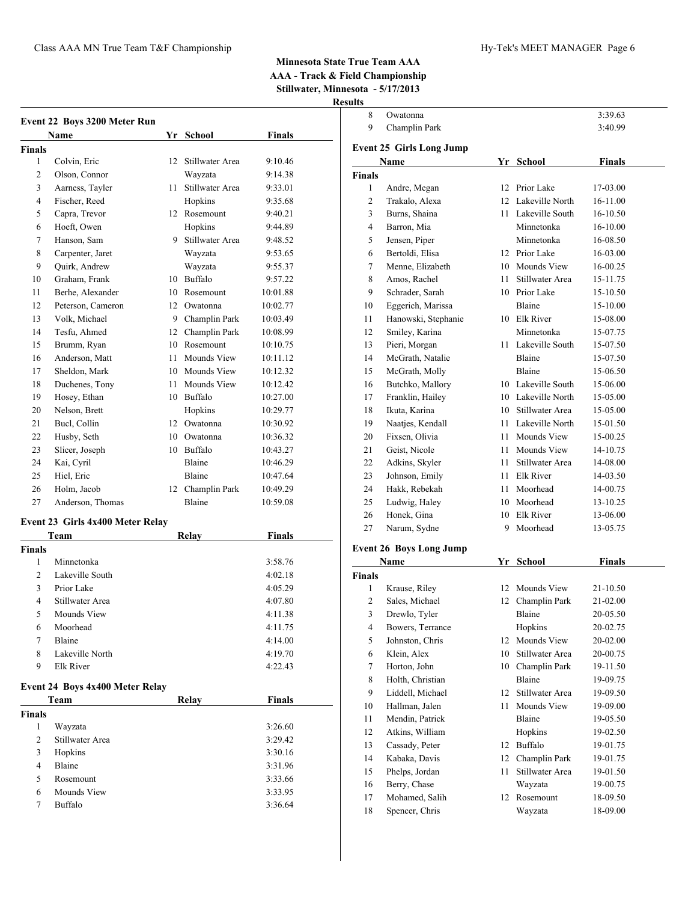## Minnesota State True Team AAA
## AAA - Track & Field Championship
## Stillwater, Minnesota - 5/17/2013

**Results**

### Event 22 Boys 3200 Meter Run

| | Name | Yr | School | Finals |
|---|---|---|---|---|
| **Finals** | | | | |
| 1 | Colvin, Eric | 12 | Stillwater Area | 9:10.46 |
| 2 | Olson, Connor | | Wayzata | 9:14.38 |
| 3 | Aarness, Tayler | 11 | Stillwater Area | 9:33.01 |
| 4 | Fischer, Reed | | Hopkins | 9:35.68 |
| 5 | Capra, Trevor | 12 | Rosemount | 9:40.21 |
| 6 | Hoeft, Owen | | Hopkins | 9:44.89 |
| 7 | Hanson, Sam | 9 | Stillwater Area | 9:48.52 |
| 8 | Carpenter, Jaret | | Wayzata | 9:53.65 |
| 9 | Quirk, Andrew | | Wayzata | 9:55.37 |
| 10 | Graham, Frank | 10 | Buffalo | 9:57.22 |
| 11 | Berhe, Alexander | 10 | Rosemount | 10:01.88 |
| 12 | Peterson, Cameron | 12 | Owatonna | 10:02.77 |
| 13 | Volk, Michael | 9 | Champlin Park | 10:03.49 |
| 14 | Tesfu, Ahmed | 12 | Champlin Park | 10:08.99 |
| 15 | Brumm, Ryan | 10 | Rosemount | 10:10.75 |
| 16 | Anderson, Matt | 11 | Mounds View | 10:11.12 |
| 17 | Sheldon, Mark | 10 | Mounds View | 10:12.32 |
| 18 | Duchenes, Tony | 11 | Mounds View | 10:12.42 |
| 19 | Hosey, Ethan | 10 | Buffalo | 10:27.00 |
| 20 | Nelson, Brett | | Hopkins | 10:29.77 |
| 21 | Bucl, Collin | 12 | Owatonna | 10:30.92 |
| 22 | Husby, Seth | 10 | Owatonna | 10:36.32 |
| 23 | Slicer, Joseph | 10 | Buffalo | 10:43.27 |
| 24 | Kai, Cyril | | Blaine | 10:46.29 |
| 25 | Hiel, Eric | | Blaine | 10:47.64 |
| 26 | Holm, Jacob | 12 | Champlin Park | 10:49.29 |
| 27 | Anderson, Thomas | | Blaine | 10:59.08 |

### Event 23 Girls 4x400 Meter Relay

| | Team | Relay | Finals |
|---|---|---|---|
| **Finals** | | | |
| 1 | Minnetonka | | 3:58.76 |
| 2 | Lakeville South | | 4:02.18 |
| 3 | Prior Lake | | 4:05.29 |
| 4 | Stillwater Area | | 4:07.80 |
| 5 | Mounds View | | 4:11.38 |
| 6 | Moorhead | | 4:11.75 |
| 7 | Blaine | | 4:14.00 |
| 8 | Lakeville North | | 4:19.70 |
| 9 | Elk River | | 4:22.43 |

### Event 24 Boys 4x400 Meter Relay

| | Team | Relay | Finals |
|---|---|---|---|
| **Finals** | | | |
| 1 | Wayzata | | 3:26.60 |
| 2 | Stillwater Area | | 3:29.42 |
| 3 | Hopkins | | 3:30.16 |
| 4 | Blaine | | 3:31.96 |
| 5 | Rosemount | | 3:33.66 |
| 6 | Mounds View | | 3:33.95 |
| 7 | Buffalo | | 3:36.64 |
| 8 | Owatonna | | 3:39.63 |
| 9 | Champlin Park | | 3:40.99 |

### Event 25 Girls Long Jump

| | Name | Yr | School | Finals |
|---|---|---|---|---|
| **Finals** | | | | |
| 1 | Andre, Megan | 12 | Prior Lake | 17-03.00 |
| 2 | Trakalo, Alexa | 12 | Lakeville North | 16-11.00 |
| 3 | Burns, Shaina | 11 | Lakeville South | 16-10.50 |
| 4 | Barron, Mia | | Minnetonka | 16-10.00 |
| 5 | Jensen, Piper | | Minnetonka | 16-08.50 |
| 6 | Bertoldi, Elisa | 12 | Prior Lake | 16-03.00 |
| 7 | Menne, Elizabeth | 10 | Mounds View | 16-00.25 |
| 8 | Amos, Rachel | 11 | Stillwater Area | 15-11.75 |
| 9 | Schrader, Sarah | 10 | Prior Lake | 15-10.50 |
| 10 | Eggerich, Marissa | | Blaine | 15-10.00 |
| 11 | Hanowski, Stephanie | 10 | Elk River | 15-08.00 |
| 12 | Smiley, Karina | | Minnetonka | 15-07.75 |
| 13 | Pieri, Morgan | 11 | Lakeville South | 15-07.50 |
| 14 | McGrath, Natalie | | Blaine | 15-07.50 |
| 15 | McGrath, Molly | | Blaine | 15-06.50 |
| 16 | Butchko, Mallory | 10 | Lakeville South | 15-06.00 |
| 17 | Franklin, Hailey | 10 | Lakeville North | 15-05.00 |
| 18 | Ikuta, Karina | 10 | Stillwater Area | 15-05.00 |
| 19 | Naatjes, Kendall | 11 | Lakeville North | 15-01.50 |
| 20 | Fixsen, Olivia | 11 | Mounds View | 15-00.25 |
| 21 | Geist, Nicole | 11 | Mounds View | 14-10.75 |
| 22 | Adkins, Skyler | 11 | Stillwater Area | 14-08.00 |
| 23 | Johnson, Emily | 11 | Elk River | 14-03.50 |
| 24 | Hakk, Rebekah | 11 | Moorhead | 14-00.75 |
| 25 | Ludwig, Haley | 10 | Moorhead | 13-10.25 |
| 26 | Honek, Gina | 10 | Elk River | 13-06.00 |
| 27 | Narum, Sydne | 9 | Moorhead | 13-05.75 |

### Event 26 Boys Long Jump

| | Name | Yr | School | Finals |
|---|---|---|---|---|
| **Finals** | | | | |
| 1 | Krause, Riley | 12 | Mounds View | 21-10.50 |
| 2 | Sales, Michael | 12 | Champlin Park | 21-02.00 |
| 3 | Drewlo, Tyler | | Blaine | 20-05.50 |
| 4 | Bowers, Terrance | | Hopkins | 20-02.75 |
| 5 | Johnston, Chris | 12 | Mounds View | 20-02.00 |
| 6 | Klein, Alex | 10 | Stillwater Area | 20-00.75 |
| 7 | Horton, John | 10 | Champlin Park | 19-11.50 |
| 8 | Holth, Christian | | Blaine | 19-09.75 |
| 9 | Liddell, Michael | 12 | Stillwater Area | 19-09.50 |
| 10 | Hallman, Jalen | 11 | Mounds View | 19-09.00 |
| 11 | Mendin, Patrick | | Blaine | 19-05.50 |
| 12 | Atkins, William | | Hopkins | 19-02.50 |
| 13 | Cassady, Peter | 12 | Buffalo | 19-01.75 |
| 14 | Kabaka, Davis | 12 | Champlin Park | 19-01.75 |
| 15 | Phelps, Jordan | 11 | Stillwater Area | 19-01.50 |
| 16 | Berry, Chase | | Wayzata | 19-00.75 |
| 17 | Mohamed, Salih | 12 | Rosemount | 18-09.50 |
| 18 | Spencer, Chris | | Wayzata | 18-09.00 |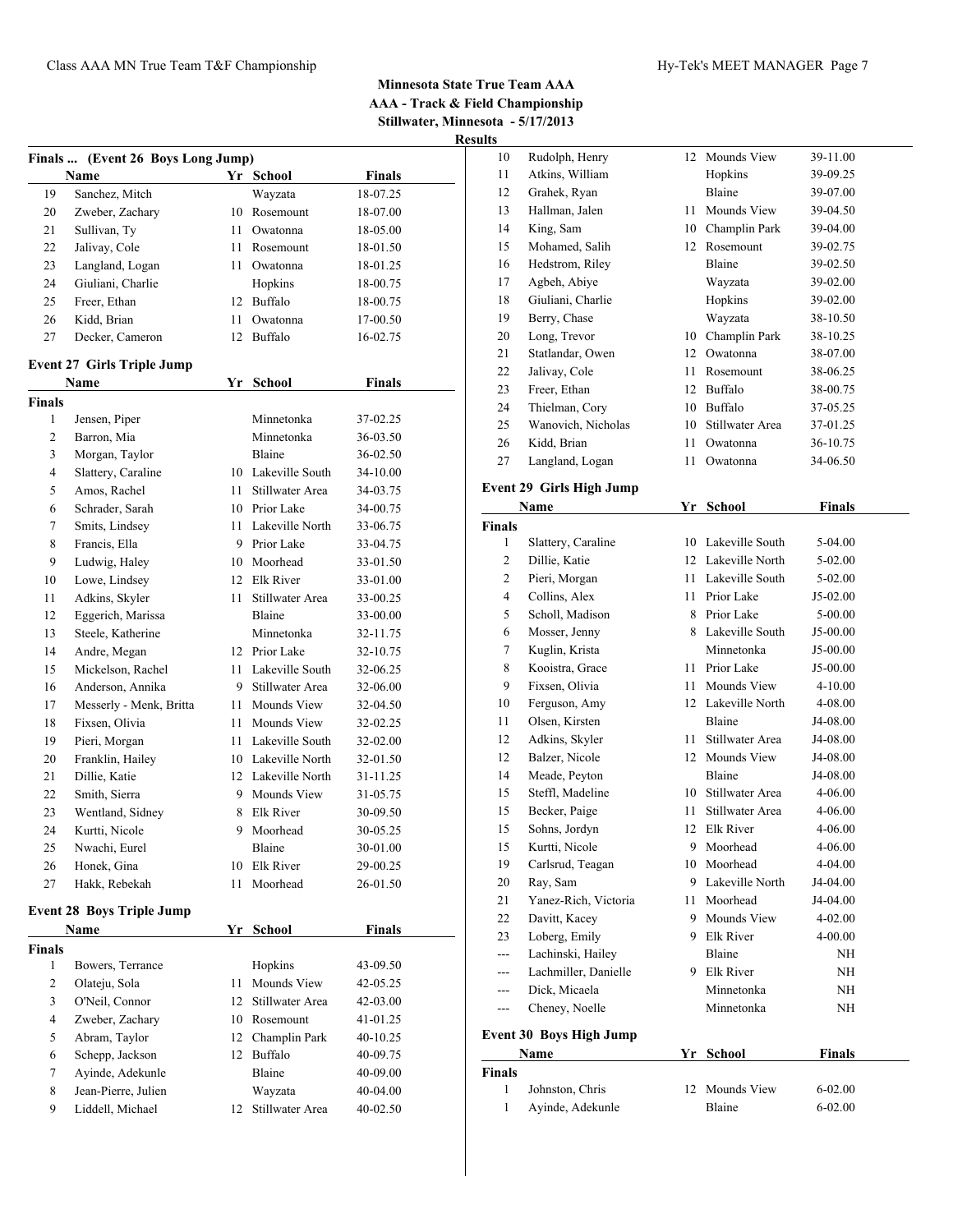## Minnesota State True Team AAA

**AAA - Track & Field Championship**

**Stillwater, Minnesota - 5/17/2013**

**Results**

### Finals ... (Event 26 Boys Long Jump)

| | Name | Yr | School | Finals |
|---|---|---|---|---|
| 19 | Sanchez, Mitch | | Wayzata | 18-07.25 |
| 20 | Zweber, Zachary | 10 | Rosemount | 18-07.00 |
| 21 | Sullivan, Ty | 11 | Owatonna | 18-05.00 |
| 22 | Jalivay, Cole | 11 | Rosemount | 18-01.50 |
| 23 | Langland, Logan | 11 | Owatonna | 18-01.25 |
| 24 | Giuliani, Charlie | | Hopkins | 18-00.75 |
| 25 | Freer, Ethan | 12 | Buffalo | 18-00.75 |
| 26 | Kidd, Brian | 11 | Owatonna | 17-00.50 |
| 27 | Decker, Cameron | 12 | Buffalo | 16-02.75 |

### Event 27 Girls Triple Jump

| | Name | Yr | School | Finals |
|---|---|---|---|---|
| **Finals** | | | | |
| 1 | Jensen, Piper | | Minnetonka | 37-02.25 |
| 2 | Barron, Mia | | Minnetonka | 36-03.50 |
| 3 | Morgan, Taylor | | Blaine | 36-02.50 |
| 4 | Slattery, Caraline | 10 | Lakeville South | 34-10.00 |
| 5 | Amos, Rachel | 11 | Stillwater Area | 34-03.75 |
| 6 | Schrader, Sarah | 10 | Prior Lake | 34-00.75 |
| 7 | Smits, Lindsey | 11 | Lakeville North | 33-06.75 |
| 8 | Francis, Ella | 9 | Prior Lake | 33-04.75 |
| 9 | Ludwig, Haley | 10 | Moorhead | 33-01.50 |
| 10 | Lowe, Lindsey | 12 | Elk River | 33-01.00 |
| 11 | Adkins, Skyler | 11 | Stillwater Area | 33-00.25 |
| 12 | Eggerich, Marissa | | Blaine | 33-00.00 |
| 13 | Steele, Katherine | | Minnetonka | 32-11.75 |
| 14 | Andre, Megan | 12 | Prior Lake | 32-10.75 |
| 15 | Mickelson, Rachel | 11 | Lakeville South | 32-06.25 |
| 16 | Anderson, Annika | 9 | Stillwater Area | 32-06.00 |
| 17 | Messerly - Menk, Britta | 11 | Mounds View | 32-04.50 |
| 18 | Fixsen, Olivia | 11 | Mounds View | 32-02.25 |
| 19 | Pieri, Morgan | 11 | Lakeville South | 32-02.00 |
| 20 | Franklin, Hailey | 10 | Lakeville North | 32-01.50 |
| 21 | Dillie, Katie | 12 | Lakeville North | 31-11.25 |
| 22 | Smith, Sierra | 9 | Mounds View | 31-05.75 |
| 23 | Wentland, Sidney | 8 | Elk River | 30-09.50 |
| 24 | Kurtti, Nicole | 9 | Moorhead | 30-05.25 |
| 25 | Nwachi, Eurel | | Blaine | 30-01.00 |
| 26 | Honek, Gina | 10 | Elk River | 29-00.25 |
| 27 | Hakk, Rebekah | 11 | Moorhead | 26-01.50 |

### Event 28 Boys Triple Jump

| | Name | Yr | School | Finals |
|---|---|---|---|---|
| **Finals** | | | | |
| 1 | Bowers, Terrance | | Hopkins | 43-09.50 |
| 2 | Olateju, Sola | 11 | Mounds View | 42-05.25 |
| 3 | O'Neil, Connor | 12 | Stillwater Area | 42-03.00 |
| 4 | Zweber, Zachary | 10 | Rosemount | 41-01.25 |
| 5 | Abram, Taylor | 12 | Champlin Park | 40-10.25 |
| 6 | Schepp, Jackson | 12 | Buffalo | 40-09.75 |
| 7 | Ayinde, Adekunle | | Blaine | 40-09.00 |
| 8 | Jean-Pierre, Julien | | Wayzata | 40-04.00 |
| 9 | Liddell, Michael | 12 | Stillwater Area | 40-02.50 |
| 10 | Rudolph, Henry | 12 | Mounds View | 39-11.00 |
| 11 | Atkins, William | | Hopkins | 39-09.25 |
| 12 | Grahek, Ryan | | Blaine | 39-07.00 |
| 13 | Hallman, Jalen | 11 | Mounds View | 39-04.50 |
| 14 | King, Sam | 10 | Champlin Park | 39-04.00 |
| 15 | Mohamed, Salih | 12 | Rosemount | 39-02.75 |
| 16 | Hedstrom, Riley | | Blaine | 39-02.50 |
| 17 | Agbeh, Abiye | | Wayzata | 39-02.00 |
| 18 | Giuliani, Charlie | | Hopkins | 39-02.00 |
| 19 | Berry, Chase | | Wayzata | 38-10.50 |
| 20 | Long, Trevor | 10 | Champlin Park | 38-10.25 |
| 21 | Statlandar, Owen | 12 | Owatonna | 38-07.00 |
| 22 | Jalivay, Cole | 11 | Rosemount | 38-06.25 |
| 23 | Freer, Ethan | 12 | Buffalo | 38-00.75 |
| 24 | Thielman, Cory | 10 | Buffalo | 37-05.25 |
| 25 | Wanovich, Nicholas | 10 | Stillwater Area | 37-01.25 |
| 26 | Kidd, Brian | 11 | Owatonna | 36-10.75 |
| 27 | Langland, Logan | 11 | Owatonna | 34-06.50 |

### Event 29 Girls High Jump

| | Name | Yr | School | Finals |
|---|---|---|---|---|
| **Finals** | | | | |
| 1 | Slattery, Caraline | 10 | Lakeville South | 5-04.00 |
| 2 | Dillie, Katie | 12 | Lakeville North | 5-02.00 |
| 2 | Pieri, Morgan | 11 | Lakeville South | 5-02.00 |
| 4 | Collins, Alex | 11 | Prior Lake | J5-02.00 |
| 5 | Scholl, Madison | 8 | Prior Lake | 5-00.00 |
| 6 | Mosser, Jenny | 8 | Lakeville South | J5-00.00 |
| 7 | Kuglin, Krista | | Minnetonka | J5-00.00 |
| 8 | Kooistra, Grace | 11 | Prior Lake | J5-00.00 |
| 9 | Fixsen, Olivia | 11 | Mounds View | 4-10.00 |
| 10 | Ferguson, Amy | 12 | Lakeville North | 4-08.00 |
| 11 | Olsen, Kirsten | | Blaine | J4-08.00 |
| 12 | Adkins, Skyler | 11 | Stillwater Area | J4-08.00 |
| 12 | Balzer, Nicole | 12 | Mounds View | J4-08.00 |
| 14 | Meade, Peyton | | Blaine | J4-08.00 |
| 15 | Steffl, Madeline | 10 | Stillwater Area | 4-06.00 |
| 15 | Becker, Paige | 11 | Stillwater Area | 4-06.00 |
| 15 | Sohns, Jordyn | 12 | Elk River | 4-06.00 |
| 15 | Kurtti, Nicole | 9 | Moorhead | 4-06.00 |
| 19 | Carlsrud, Teagan | 10 | Moorhead | 4-04.00 |
| 20 | Ray, Sam | 9 | Lakeville North | J4-04.00 |
| 21 | Yanez-Rich, Victoria | 11 | Moorhead | J4-04.00 |
| 22 | Davitt, Kacey | 9 | Mounds View | 4-02.00 |
| 23 | Loberg, Emily | 9 | Elk River | 4-00.00 |
| --- | Lachinski, Hailey | | Blaine | NH |
| --- | Lachmiller, Danielle | 9 | Elk River | NH |
| --- | Dick, Micaela | | Minnetonka | NH |
| --- | Cheney, Noelle | | Minnetonka | NH |

### Event 30 Boys High Jump

| | Name | Yr | School | Finals |
|---|---|---|---|---|
| **Finals** | | | | |
| 1 | Johnston, Chris | 12 | Mounds View | 6-02.00 |
| 1 | Ayinde, Adekunle | | Blaine | 6-02.00 |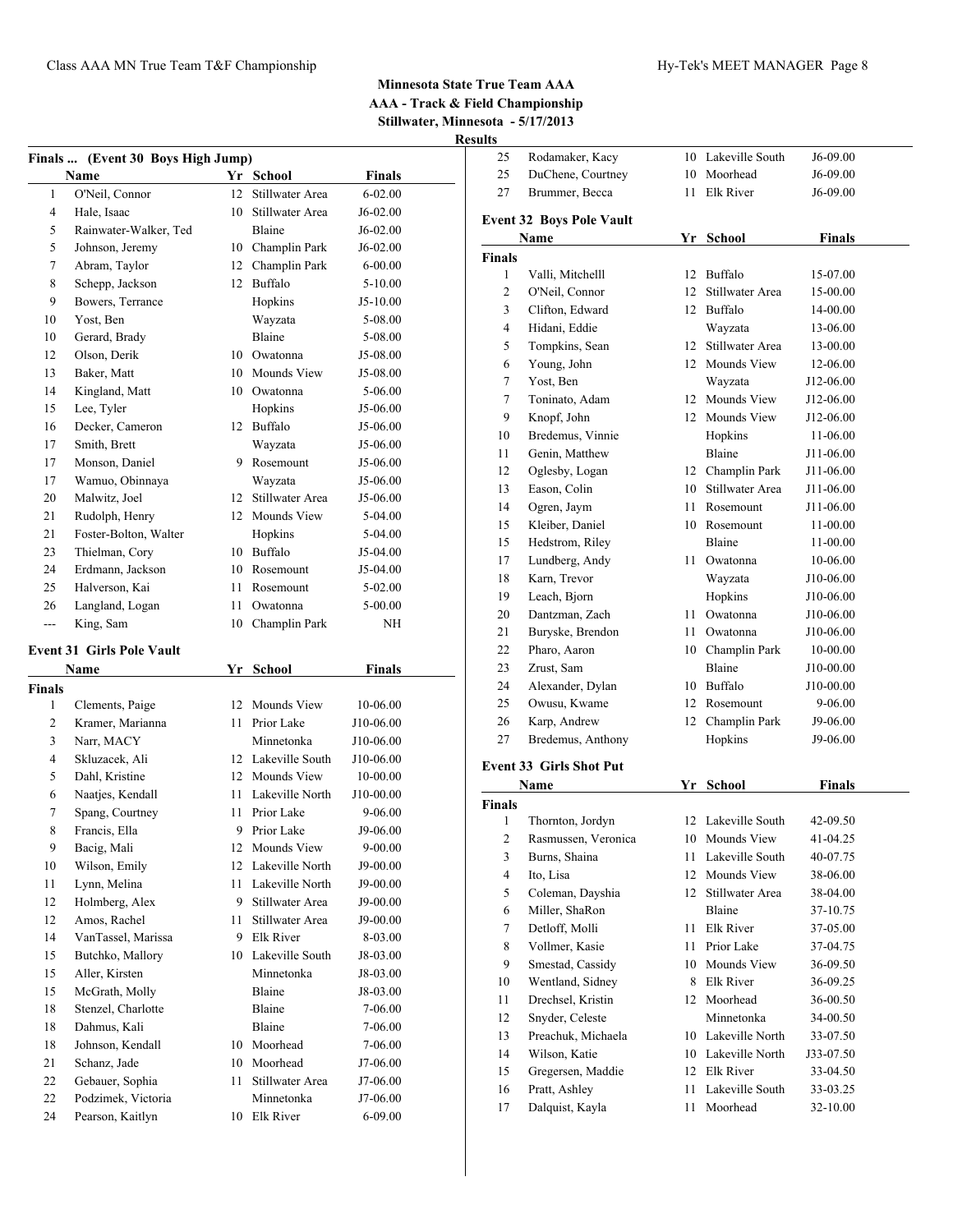# Minnesota State True Team AAA

**AAA - Track & Field Championship**

**Stillwater, Minnesota - 5/17/2013**

**Results**

### Finals ... (Event 30 Boys High Jump)

| | Name | Yr | School | Finals |
|---|---|---|---|---|
| 1 | O'Neil, Connor | 12 | Stillwater Area | 6-02.00 |
| 4 | Hale, Isaac | 10 | Stillwater Area | J6-02.00 |
| 5 | Rainwater-Walker, Ted | | Blaine | J6-02.00 |
| 5 | Johnson, Jeremy | 10 | Champlin Park | J6-02.00 |
| 7 | Abram, Taylor | 12 | Champlin Park | 6-00.00 |
| 8 | Schepp, Jackson | 12 | Buffalo | 5-10.00 |
| 9 | Bowers, Terrance | | Hopkins | J5-10.00 |
| 10 | Yost, Ben | | Wayzata | 5-08.00 |
| 10 | Gerard, Brady | | Blaine | 5-08.00 |
| 12 | Olson, Derik | 10 | Owatonna | J5-08.00 |
| 13 | Baker, Matt | 10 | Mounds View | J5-08.00 |
| 14 | Kingland, Matt | 10 | Owatonna | 5-06.00 |
| 15 | Lee, Tyler | | Hopkins | J5-06.00 |
| 16 | Decker, Cameron | 12 | Buffalo | J5-06.00 |
| 17 | Smith, Brett | | Wayzata | J5-06.00 |
| 17 | Monson, Daniel | 9 | Rosemount | J5-06.00 |
| 17 | Wamuo, Obinnaya | | Wayzata | J5-06.00 |
| 20 | Malwitz, Joel | 12 | Stillwater Area | J5-06.00 |
| 21 | Rudolph, Henry | 12 | Mounds View | 5-04.00 |
| 21 | Foster-Bolton, Walter | | Hopkins | 5-04.00 |
| 23 | Thielman, Cory | 10 | Buffalo | J5-04.00 |
| 24 | Erdmann, Jackson | 10 | Rosemount | J5-04.00 |
| 25 | Halverson, Kai | 11 | Rosemount | 5-02.00 |
| 26 | Langland, Logan | 11 | Owatonna | 5-00.00 |
| --- | King, Sam | 10 | Champlin Park | NH |

### Event 31 Girls Pole Vault

| | Name | Yr | School | Finals |
|---|---|---|---|---|
| **Finals** | | | | |
| 1 | Clements, Paige | 12 | Mounds View | 10-06.00 |
| 2 | Kramer, Marianna | 11 | Prior Lake | J10-06.00 |
| 3 | Narr, MACY | | Minnetonka | J10-06.00 |
| 4 | Skluzacek, Ali | 12 | Lakeville South | J10-06.00 |
| 5 | Dahl, Kristine | 12 | Mounds View | 10-00.00 |
| 6 | Naatjes, Kendall | 11 | Lakeville North | J10-00.00 |
| 7 | Spang, Courtney | 11 | Prior Lake | 9-06.00 |
| 8 | Francis, Ella | 9 | Prior Lake | J9-06.00 |
| 9 | Bacig, Mali | 12 | Mounds View | 9-00.00 |
| 10 | Wilson, Emily | 12 | Lakeville North | J9-00.00 |
| 11 | Lynn, Melina | 11 | Lakeville North | J9-00.00 |
| 12 | Holmberg, Alex | 9 | Stillwater Area | J9-00.00 |
| 12 | Amos, Rachel | 11 | Stillwater Area | J9-00.00 |
| 14 | VanTassel, Marissa | 9 | Elk River | 8-03.00 |
| 15 | Butchko, Mallory | 10 | Lakeville South | J8-03.00 |
| 15 | Aller, Kirsten | | Minnetonka | J8-03.00 |
| 15 | McGrath, Molly | | Blaine | J8-03.00 |
| 18 | Stenzel, Charlotte | | Blaine | 7-06.00 |
| 18 | Dahmus, Kali | | Blaine | 7-06.00 |
| 18 | Johnson, Kendall | 10 | Moorhead | 7-06.00 |
| 21 | Schanz, Jade | 10 | Moorhead | J7-06.00 |
| 22 | Gebauer, Sophia | 11 | Stillwater Area | J7-06.00 |
| 22 | Podzimek, Victoria | | Minnetonka | J7-06.00 |
| 24 | Pearson, Kaitlyn | 10 | Elk River | 6-09.00 |
| 25 | Rodamaker, Kacy | 10 | Lakeville South | J6-09.00 |
| 25 | DuChene, Courtney | 10 | Moorhead | J6-09.00 |
| 27 | Brummer, Becca | 11 | Elk River | J6-09.00 |

### Event 32 Boys Pole Vault

| | Name | Yr | School | Finals |
|---|---|---|---|---|
| **Finals** | | | | |
| 1 | Valli, Mitchelll | 12 | Buffalo | 15-07.00 |
| 2 | O'Neil, Connor | 12 | Stillwater Area | 15-00.00 |
| 3 | Clifton, Edward | 12 | Buffalo | 14-00.00 |
| 4 | Hidani, Eddie | | Wayzata | 13-06.00 |
| 5 | Tompkins, Sean | 12 | Stillwater Area | 13-00.00 |
| 6 | Young, John | 12 | Mounds View | 12-06.00 |
| 7 | Yost, Ben | | Wayzata | J12-06.00 |
| 7 | Toninato, Adam | 12 | Mounds View | J12-06.00 |
| 9 | Knopf, John | 12 | Mounds View | J12-06.00 |
| 10 | Bredemus, Vinnie | | Hopkins | 11-06.00 |
| 11 | Genin, Matthew | | Blaine | J11-06.00 |
| 12 | Oglesby, Logan | 12 | Champlin Park | J11-06.00 |
| 13 | Eason, Colin | 10 | Stillwater Area | J11-06.00 |
| 14 | Ogren, Jaym | 11 | Rosemount | J11-06.00 |
| 15 | Kleiber, Daniel | 10 | Rosemount | 11-00.00 |
| 15 | Hedstrom, Riley | | Blaine | 11-00.00 |
| 17 | Lundberg, Andy | 11 | Owatonna | 10-06.00 |
| 18 | Karn, Trevor | | Wayzata | J10-06.00 |
| 19 | Leach, Bjorn | | Hopkins | J10-06.00 |
| 20 | Dantzman, Zach | 11 | Owatonna | J10-06.00 |
| 21 | Buryske, Brendon | 11 | Owatonna | J10-06.00 |
| 22 | Pharo, Aaron | 10 | Champlin Park | 10-00.00 |
| 23 | Zrust, Sam | | Blaine | J10-00.00 |
| 24 | Alexander, Dylan | 10 | Buffalo | J10-00.00 |
| 25 | Owusu, Kwame | 12 | Rosemount | 9-06.00 |
| 26 | Karp, Andrew | 12 | Champlin Park | J9-06.00 |
| 27 | Bredemus, Anthony | | Hopkins | J9-06.00 |

### Event 33 Girls Shot Put

| | Name | Yr | School | Finals |
|---|---|---|---|---|
| **Finals** | | | | |
| 1 | Thornton, Jordyn | 12 | Lakeville South | 42-09.50 |
| 2 | Rasmussen, Veronica | 10 | Mounds View | 41-04.25 |
| 3 | Burns, Shaina | 11 | Lakeville South | 40-07.75 |
| 4 | Ito, Lisa | 12 | Mounds View | 38-06.00 |
| 5 | Coleman, Dayshia | 12 | Stillwater Area | 38-04.00 |
| 6 | Miller, ShaRon | | Blaine | 37-10.75 |
| 7 | Detloff, Molli | 11 | Elk River | 37-05.00 |
| 8 | Vollmer, Kasie | 11 | Prior Lake | 37-04.75 |
| 9 | Smestad, Cassidy | 10 | Mounds View | 36-09.50 |
| 10 | Wentland, Sidney | 8 | Elk River | 36-09.25 |
| 11 | Drechsel, Kristin | 12 | Moorhead | 36-00.50 |
| 12 | Snyder, Celeste | | Minnetonka | 34-00.50 |
| 13 | Preachuk, Michaela | 10 | Lakeville North | 33-07.50 |
| 14 | Wilson, Katie | 10 | Lakeville North | J33-07.50 |
| 15 | Gregersen, Maddie | 12 | Elk River | 33-04.50 |
| 16 | Pratt, Ashley | 11 | Lakeville South | 33-03.25 |
| 17 | Dalquist, Kayla | 11 | Moorhead | 32-10.00 |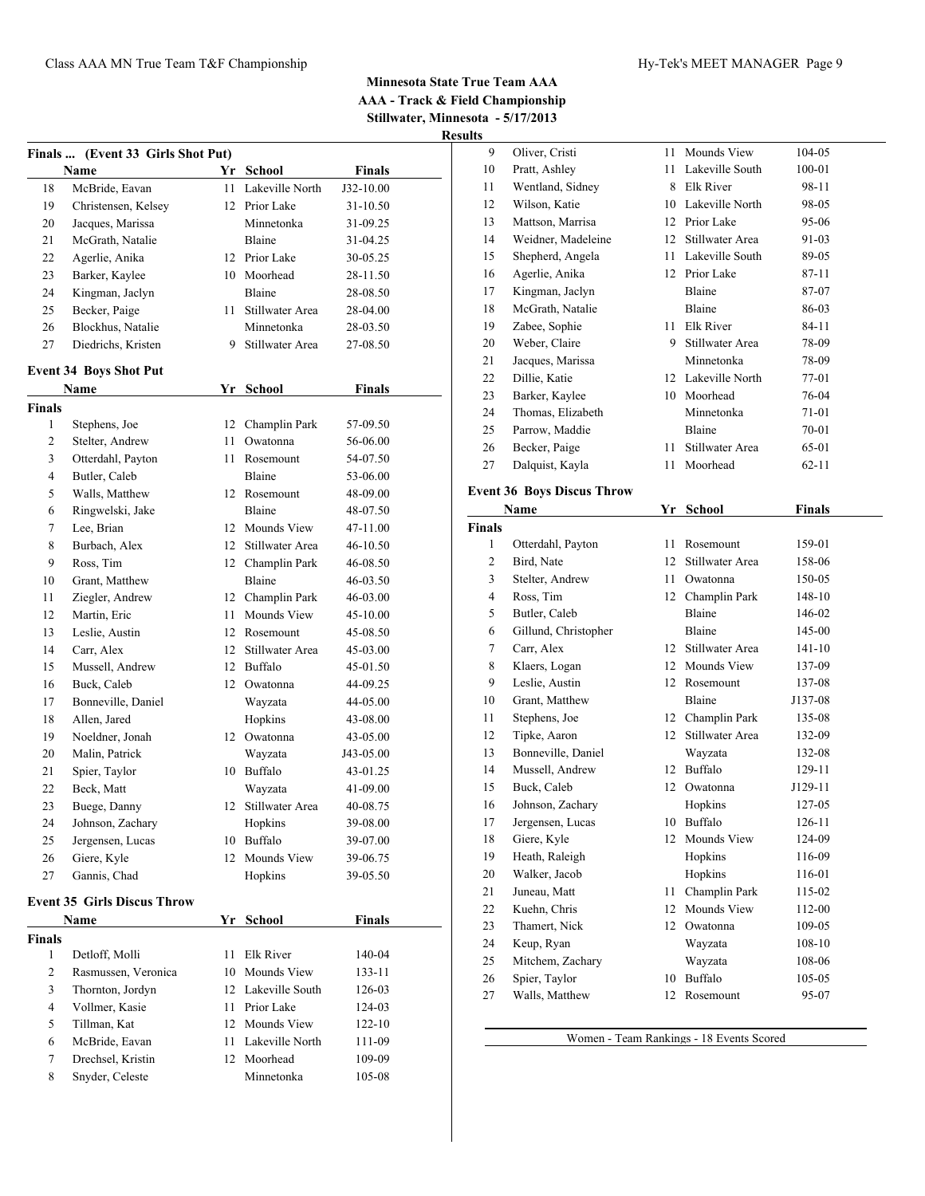## Minnesota State True Team AAA
## AAA - Track & Field Championship
## Stillwater, Minnesota - 5/17/2013
## Results

### Finals ... (Event 33 Girls Shot Put)

| | Name | Yr | School | Finals |
|---|---|---|---|---|
| 18 | McBride, Eavan | 11 | Lakeville North | J32-10.00 |
| 19 | Christensen, Kelsey | 12 | Prior Lake | 31-10.50 |
| 20 | Jacques, Marissa | | Minnetonka | 31-09.25 |
| 21 | McGrath, Natalie | | Blaine | 31-04.25 |
| 22 | Agerlie, Anika | 12 | Prior Lake | 30-05.25 |
| 23 | Barker, Kaylee | 10 | Moorhead | 28-11.50 |
| 24 | Kingman, Jaclyn | | Blaine | 28-08.50 |
| 25 | Becker, Paige | 11 | Stillwater Area | 28-04.00 |
| 26 | Blockhus, Natalie | | Minnetonka | 28-03.50 |
| 27 | Diedrichs, Kristen | 9 | Stillwater Area | 27-08.50 |

### Event 34 Boys Shot Put

| | Name | Yr | School | Finals |
|---|---|---|---|---|
| **Finals** | | | | |
| 1 | Stephens, Joe | 12 | Champlin Park | 57-09.50 |
| 2 | Stelter, Andrew | 11 | Owatonna | 56-06.00 |
| 3 | Otterdahl, Payton | 11 | Rosemount | 54-07.50 |
| 4 | Butler, Caleb | | Blaine | 53-06.00 |
| 5 | Walls, Matthew | 12 | Rosemount | 48-09.00 |
| 6 | Ringwelski, Jake | | Blaine | 48-07.50 |
| 7 | Lee, Brian | 12 | Mounds View | 47-11.00 |
| 8 | Burbach, Alex | 12 | Stillwater Area | 46-10.50 |
| 9 | Ross, Tim | 12 | Champlin Park | 46-08.50 |
| 10 | Grant, Matthew | | Blaine | 46-03.50 |
| 11 | Ziegler, Andrew | 12 | Champlin Park | 46-03.00 |
| 12 | Martin, Eric | 11 | Mounds View | 45-10.00 |
| 13 | Leslie, Austin | 12 | Rosemount | 45-08.50 |
| 14 | Carr, Alex | 12 | Stillwater Area | 45-03.00 |
| 15 | Mussell, Andrew | 12 | Buffalo | 45-01.50 |
| 16 | Buck, Caleb | 12 | Owatonna | 44-09.25 |
| 17 | Bonneville, Daniel | | Wayzata | 44-05.00 |
| 18 | Allen, Jared | | Hopkins | 43-08.00 |
| 19 | Noeldner, Jonah | 12 | Owatonna | 43-05.00 |
| 20 | Malin, Patrick | | Wayzata | J43-05.00 |
| 21 | Spier, Taylor | 10 | Buffalo | 43-01.25 |
| 22 | Beck, Matt | | Wayzata | 41-09.00 |
| 23 | Buege, Danny | 12 | Stillwater Area | 40-08.75 |
| 24 | Johnson, Zachary | | Hopkins | 39-08.00 |
| 25 | Jergensen, Lucas | 10 | Buffalo | 39-07.00 |
| 26 | Giere, Kyle | 12 | Mounds View | 39-06.75 |
| 27 | Gannis, Chad | | Hopkins | 39-05.50 |

### Event 35 Girls Discus Throw

| | Name | Yr | School | Finals |
|---|---|---|---|---|
| **Finals** | | | | |
| 1 | Detloff, Molli | 11 | Elk River | 140-04 |
| 2 | Rasmussen, Veronica | 10 | Mounds View | 133-11 |
| 3 | Thornton, Jordyn | 12 | Lakeville South | 126-03 |
| 4 | Vollmer, Kasie | 11 | Prior Lake | 124-03 |
| 5 | Tillman, Kat | 12 | Mounds View | 122-10 |
| 6 | McBride, Eavan | 11 | Lakeville North | 111-09 |
| 7 | Drechsel, Kristin | 12 | Moorhead | 109-09 |
| 8 | Snyder, Celeste | | Minnetonka | 105-08 |
| 9 | Oliver, Cristi | 11 | Mounds View | 104-05 |
| 10 | Pratt, Ashley | 11 | Lakeville South | 100-01 |
| 11 | Wentland, Sidney | 8 | Elk River | 98-11 |
| 12 | Wilson, Katie | 10 | Lakeville North | 98-05 |
| 13 | Mattson, Marrisa | 12 | Prior Lake | 95-06 |
| 14 | Weidner, Madeleine | 12 | Stillwater Area | 91-03 |
| 15 | Shepherd, Angela | 11 | Lakeville South | 89-05 |
| 16 | Agerlie, Anika | 12 | Prior Lake | 87-11 |
| 17 | Kingman, Jaclyn | | Blaine | 87-07 |
| 18 | McGrath, Natalie | | Blaine | 86-03 |
| 19 | Zabee, Sophie | 11 | Elk River | 84-11 |
| 20 | Weber, Claire | 9 | Stillwater Area | 78-09 |
| 21 | Jacques, Marissa | | Minnetonka | 78-09 |
| 22 | Dillie, Katie | 12 | Lakeville North | 77-01 |
| 23 | Barker, Kaylee | 10 | Moorhead | 76-04 |
| 24 | Thomas, Elizabeth | | Minnetonka | 71-01 |
| 25 | Parrow, Maddie | | Blaine | 70-01 |
| 26 | Becker, Paige | 11 | Stillwater Area | 65-01 |
| 27 | Dalquist, Kayla | 11 | Moorhead | 62-11 |

### Event 36 Boys Discus Throw

| | Name | Yr | School | Finals |
|---|---|---|---|---|
| **Finals** | | | | |
| 1 | Otterdahl, Payton | 11 | Rosemount | 159-01 |
| 2 | Bird, Nate | 12 | Stillwater Area | 158-06 |
| 3 | Stelter, Andrew | 11 | Owatonna | 150-05 |
| 4 | Ross, Tim | 12 | Champlin Park | 148-10 |
| 5 | Butler, Caleb | | Blaine | 146-02 |
| 6 | Gillund, Christopher | | Blaine | 145-00 |
| 7 | Carr, Alex | 12 | Stillwater Area | 141-10 |
| 8 | Klaers, Logan | 12 | Mounds View | 137-09 |
| 9 | Leslie, Austin | 12 | Rosemount | 137-08 |
| 10 | Grant, Matthew | | Blaine | J137-08 |
| 11 | Stephens, Joe | 12 | Champlin Park | 135-08 |
| 12 | Tipke, Aaron | 12 | Stillwater Area | 132-09 |
| 13 | Bonneville, Daniel | | Wayzata | 132-08 |
| 14 | Mussell, Andrew | 12 | Buffalo | 129-11 |
| 15 | Buck, Caleb | 12 | Owatonna | J129-11 |
| 16 | Johnson, Zachary | | Hopkins | 127-05 |
| 17 | Jergensen, Lucas | 10 | Buffalo | 126-11 |
| 18 | Giere, Kyle | 12 | Mounds View | 124-09 |
| 19 | Heath, Raleigh | | Hopkins | 116-09 |
| 20 | Walker, Jacob | | Hopkins | 116-01 |
| 21 | Juneau, Matt | 11 | Champlin Park | 115-02 |
| 22 | Kuehn, Chris | 12 | Mounds View | 112-00 |
| 23 | Thamert, Nick | 12 | Owatonna | 109-05 |
| 24 | Keup, Ryan | | Wayzata | 108-10 |
| 25 | Mitchem, Zachary | | Wayzata | 108-06 |
| 26 | Spier, Taylor | 10 | Buffalo | 105-05 |
| 27 | Walls, Matthew | 12 | Rosemount | 95-07 |

Women - Team Rankings - 18 Events Scored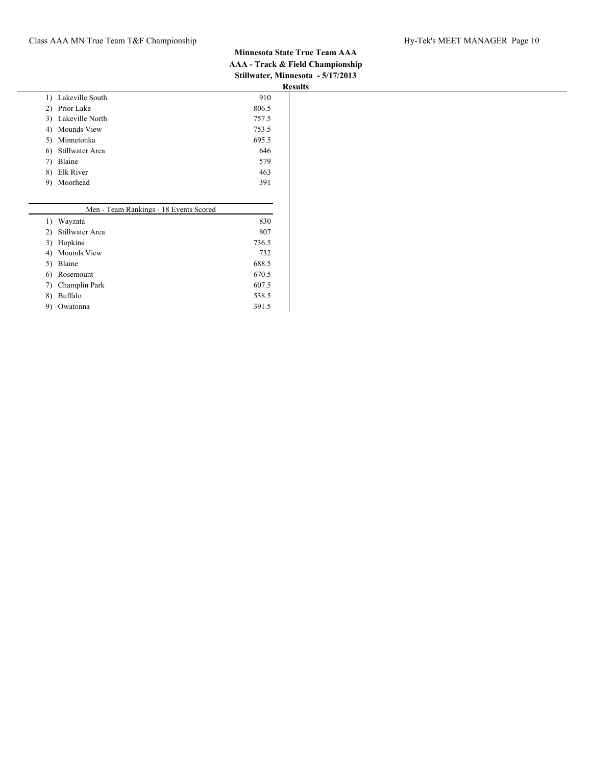# Minnesota State True Team AAA

## AAA - Track & Field Championship

### Stillwater, Minnesota - 5/17/2013

**Results**

| | | |
|---|---|---|
| 1) | Lakeville South | 910 |
| 2) | Prior Lake | 806.5 |
| 3) | Lakeville North | 757.5 |
| 4) | Mounds View | 753.5 |
| 5) | Minnetonka | 695.5 |
| 6) | Stillwater Area | 646 |
| 7) | Blaine | 579 |
| 8) | Elk River | 463 |
| 9) | Moorhead | 391 |

**Men - Team Rankings - 18 Events Scored**

| | | |
|---|---|---|
| 1) | Wayzata | 830 |
| 2) | Stillwater Area | 807 |
| 3) | Hopkins | 736.5 |
| 4) | Mounds View | 732 |
| 5) | Blaine | 688.5 |
| 6) | Rosemount | 670.5 |
| 7) | Champlin Park | 607.5 |
| 8) | Buffalo | 538.5 |
| 9) | Owatonna | 391.5 |